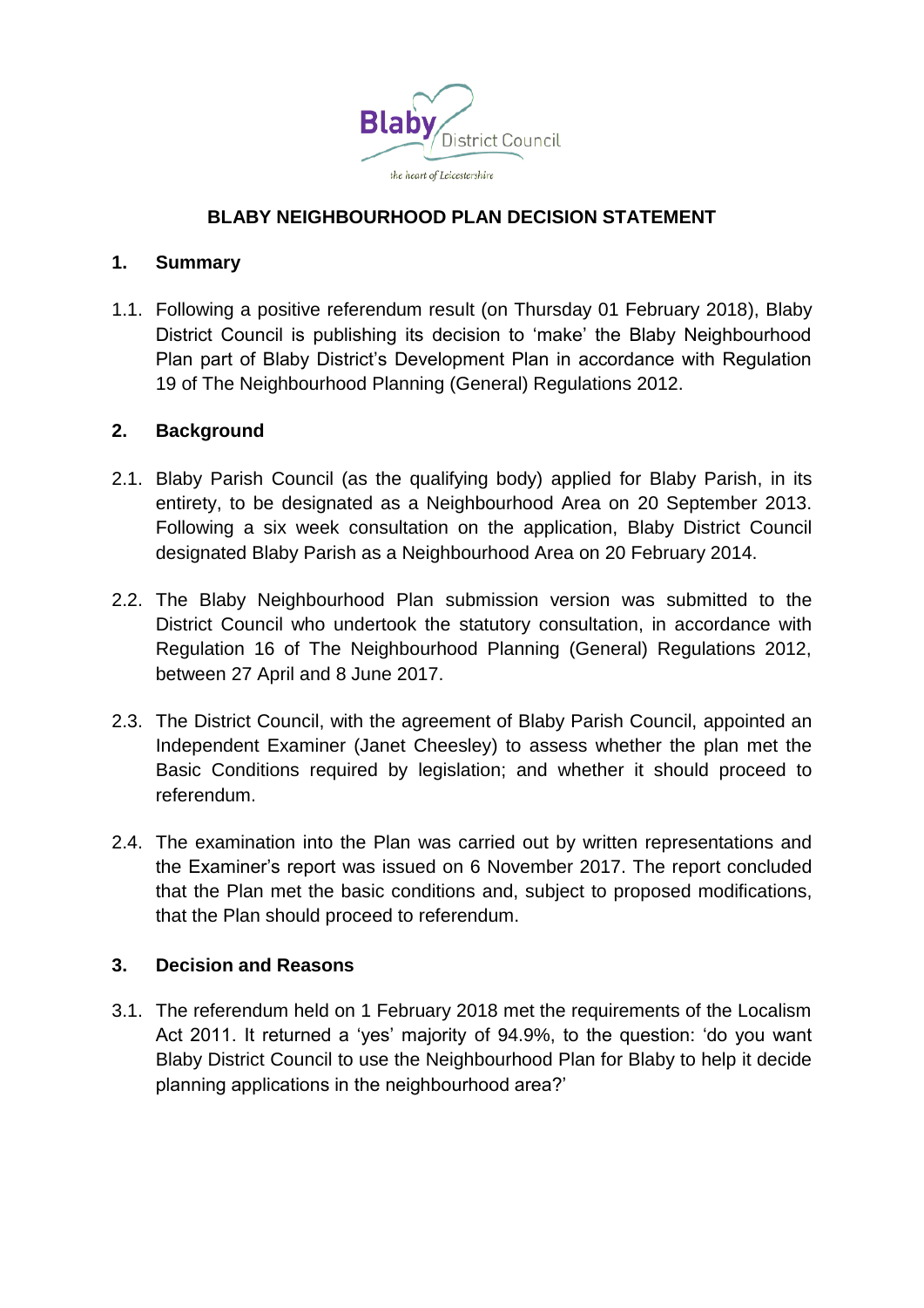Blaby District Council

*the heart of Leicestershire*

# BLABY NEIGHBOURHOOD PLAN DECISION STATEMENT

## 1. Summary

1.1. Following a positive referendum result (on Thursday 01 February 2018), Blaby District Council is publishing its decision to 'make' the Blaby Neighbourhood Plan part of Blaby District's Development Plan in accordance with Regulation 19 of The Neighbourhood Planning (General) Regulations 2012.

## 2. Background

2.1. Blaby Parish Council (as the qualifying body) applied for Blaby Parish, in its entirety, to be designated as a Neighbourhood Area on 20 September 2013. Following a six week consultation on the application, Blaby District Council designated Blaby Parish as a Neighbourhood Area on 20 February 2014.

2.2. The Blaby Neighbourhood Plan submission version was submitted to the District Council who undertook the statutory consultation, in accordance with Regulation 16 of The Neighbourhood Planning (General) Regulations 2012, between 27 April and 8 June 2017.

2.3. The District Council, with the agreement of Blaby Parish Council, appointed an Independent Examiner (Janet Cheesley) to assess whether the plan met the Basic Conditions required by legislation; and whether it should proceed to referendum.

2.4. The examination into the Plan was carried out by written representations and the Examiner's report was issued on 6 November 2017. The report concluded that the Plan met the basic conditions and, subject to proposed modifications, that the Plan should proceed to referendum.

## 3. Decision and Reasons

3.1. The referendum held on 1 February 2018 met the requirements of the Localism Act 2011. It returned a 'yes' majority of 94.9%, to the question: 'do you want Blaby District Council to use the Neighbourhood Plan for Blaby to help it decide planning applications in the neighbourhood area?'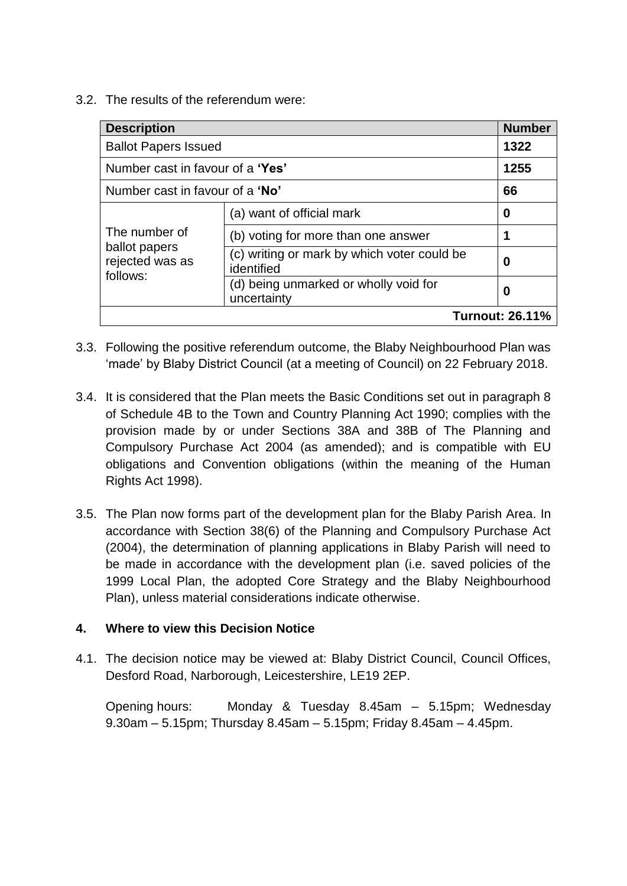3.2. The results of the referendum were:

| Description | | Number |
|---|---|---|
| Ballot Papers Issued | | **1322** |
| Number cast in favour of a **'Yes'** | | **1255** |
| Number cast in favour of a **'No'** | | **66** |
| The number of ballot papers rejected was as follows: | (a) want of official mark | **0** |
| | (b) voting for more than one answer | **1** |
| | (c) writing or mark by which voter could be identified | **0** |
| | (d) being unmarked or wholly void for uncertainty | **0** |
| | | **Turnout: 26.11%** |

3.3. Following the positive referendum outcome, the Blaby Neighbourhood Plan was 'made' by Blaby District Council (at a meeting of Council) on 22 February 2018.

3.4. It is considered that the Plan meets the Basic Conditions set out in paragraph 8 of Schedule 4B to the Town and Country Planning Act 1990; complies with the provision made by or under Sections 38A and 38B of The Planning and Compulsory Purchase Act 2004 (as amended); and is compatible with EU obligations and Convention obligations (within the meaning of the Human Rights Act 1998).

3.5. The Plan now forms part of the development plan for the Blaby Parish Area. In accordance with Section 38(6) of the Planning and Compulsory Purchase Act (2004), the determination of planning applications in Blaby Parish will need to be made in accordance with the development plan (i.e. saved policies of the 1999 Local Plan, the adopted Core Strategy and the Blaby Neighbourhood Plan), unless material considerations indicate otherwise.

## 4. Where to view this Decision Notice

4.1. The decision notice may be viewed at: Blaby District Council, Council Offices, Desford Road, Narborough, Leicestershire, LE19 2EP.

Opening hours: Monday & Tuesday 8.45am – 5.15pm; Wednesday 9.30am – 5.15pm; Thursday 8.45am – 5.15pm; Friday 8.45am – 4.45pm.